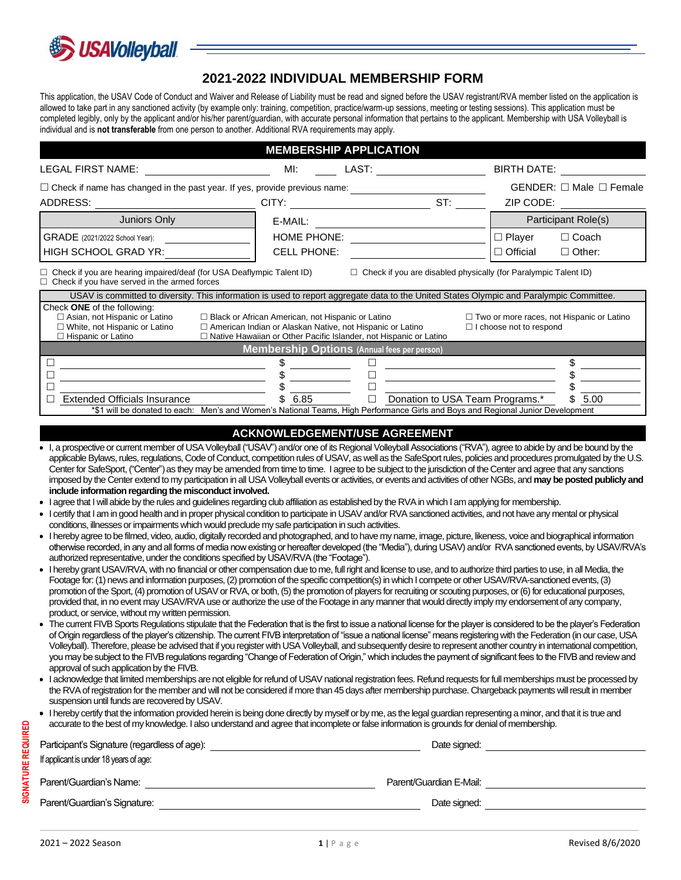USAVolleyball

# 2021-2022 INDIVIDUAL MEMBERSHIP FORM

This application, the USAV Code of Conduct and Waiver and Release of Liability must be read and signed before the USAV registrant/RVA member listed on the application is allowed to take part in any sanctioned activity (by example only: training, competition, practice/warm-up sessions, meeting or testing sessions). This application must be completed legibly, only by the applicant and/or his/her parent/guardian, with accurate personal information that pertains to the applicant. Membership with USA Volleyball is individual and is **not transferable** from one person to another. Additional RVA requirements may apply.

## MEMBERSHIP APPLICATION

LEGAL FIRST NAME: ____________ MI: ____ LAST: ____________ BIRTH DATE: ____________

☐ Check if name has changed in the past year. If yes, provide previous name: ____________ GENDER: ☐ Male ☐ Female

ADDRESS: ____________ CITY: ____________ ST: ____ ZIP CODE: ____________

| Juniors Only | | Participant Role(s) |
|---|---|---|
| GRADE (2021/2022 School Year): ______ | HOME PHONE: ______ | ☐ Player ☐ Coach |
| HIGH SCHOOL GRAD YR: ______ | CELL PHONE: ______ | ☐ Official ☐ Other: |

E-MAIL: ____________

☐ Check if you are hearing impaired/deaf (for USA Deaflympic Talent ID) ☐ Check if you are disabled physically (for Paralympic Talent ID)
☐ Check if you have served in the armed forces

USAV is committed to diversity. This information is used to report aggregate data to the United States Olympic and Paralympic Committee.

Check **ONE** of the following:

- ☐ Asian, not Hispanic or Latino
- ☐ White, not Hispanic or Latino
- ☐ Hispanic or Latino
- ☐ Black or African American, not Hispanic or Latino
- ☐ American Indian or Alaskan Native, not Hispanic or Latino
- ☐ Native Hawaiian or Other Pacific Islander, not Hispanic or Latino
- ☐ Two or more races, not Hispanic or Latino
- ☐ I choose not to respond

### Membership Options (Annual fees per person)

| | | | | | |
|---|---|---|---|---|---|
| ☐ | ____________ | $ ______ | ☐ | ____________ | $ ______ |
| ☐ | ____________ | $ ______ | ☐ | ____________ | $ ______ |
| ☐ | ____________ | $ ______ | ☐ | ____________ | $ ______ |
| ☐ | Extended Officials Insurance | $ 6.85 | ☐ | Donation to USA Team Programs.* | $ 5.00 |

*$1 will be donated to each: Men's and Women's National Teams, High Performance Girls and Boys and Regional Junior Development

## ACKNOWLEDGEMENT/USE AGREEMENT

- I, a prospective or current member of USA Volleyball ("USAV") and/or one of its Regional Volleyball Associations ("RVA"), agree to abide by and be bound by the applicable Bylaws, rules, regulations, Code of Conduct, competition rules of USAV, as well as the SafeSport rules, policies and procedures promulgated by the U.S. Center for SafeSport, ("Center") as they may be amended from time to time. I agree to be subject to the jurisdiction of the Center and agree that any sanctions imposed by the Center extend to my participation in all USA Volleyball events or activities, or events and activities of other NGBs, and **may be posted publicly and include information regarding the misconduct involved.**
- I agree that I will abide by the rules and guidelines regarding club affiliation as established by the RVA in which I am applying for membership.
- I certify that I am in good health and in proper physical condition to participate in USAV and/or RVA sanctioned activities, and not have any mental or physical conditions, illnesses or impairments which would preclude my safe participation in such activities.
- I hereby agree to be filmed, video, audio, digitally recorded and photographed, and to have my name, image, picture, likeness, voice and biographical information otherwise recorded, in any and all forms of media now existing or hereafter developed (the "Media"), during USAV) and/or RVA sanctioned events, by USAV/RVA's authorized representative, under the conditions specified by USAV/RVA (the "Footage").
- I hereby grant USAV/RVA, with no financial or other compensation due to me, full right and license to use, and to authorize third parties to use, in all Media, the Footage for: (1) news and information purposes, (2) promotion of the specific competition(s) in which I compete or other USAV/RVA-sanctioned events, (3) promotion of the Sport, (4) promotion of USAV or RVA, or both, (5) the promotion of players for recruiting or scouting purposes, or (6) for educational purposes, provided that, in no event may USAV/RVA use or authorize the use of the Footage in any manner that would directly imply my endorsement of any company, product, or service, without my written permission.
- The current FIVB Sports Regulations stipulate that the Federation that is the first to issue a national license for the player is considered to be the player's Federation of Origin regardless of the player's citizenship. The current FIVB interpretation of "issue a national license" means registering with the Federation (in our case, USA Volleyball). Therefore, please be advised that if you register with USA Volleyball, and subsequently desire to represent another country in international competition, you may be subject to the FIVB regulations regarding "Change of Federation of Origin," which includes the payment of significant fees to the FIVB and review and approval of such application by the FIVB.
- I acknowledge that limited memberships are not eligible for refund of USAV national registration fees. Refund requests for full memberships must be processed by the RVA of registration for the member and will not be considered if more than 45 days after membership purchase. Chargeback payments will result in member suspension until funds are recovered by USAV.
- I hereby certify that the information provided herein is being done directly by myself or by me, as the legal guardian representing a minor, and that it is true and accurate to the best of my knowledge. I also understand and agree that incomplete or false information is grounds for denial of membership.

**SIGNATURE REQUIRED**

Participant's Signature (regardless of age): ____________ Date signed: ____________

If applicant is under 18 years of age:

Parent/Guardian's Name: ____________ Parent/Guardian E-Mail: ____________

Parent/Guardian's Signature: ____________ Date signed: ____________

2021 – 2022 Season Revised 8/6/2020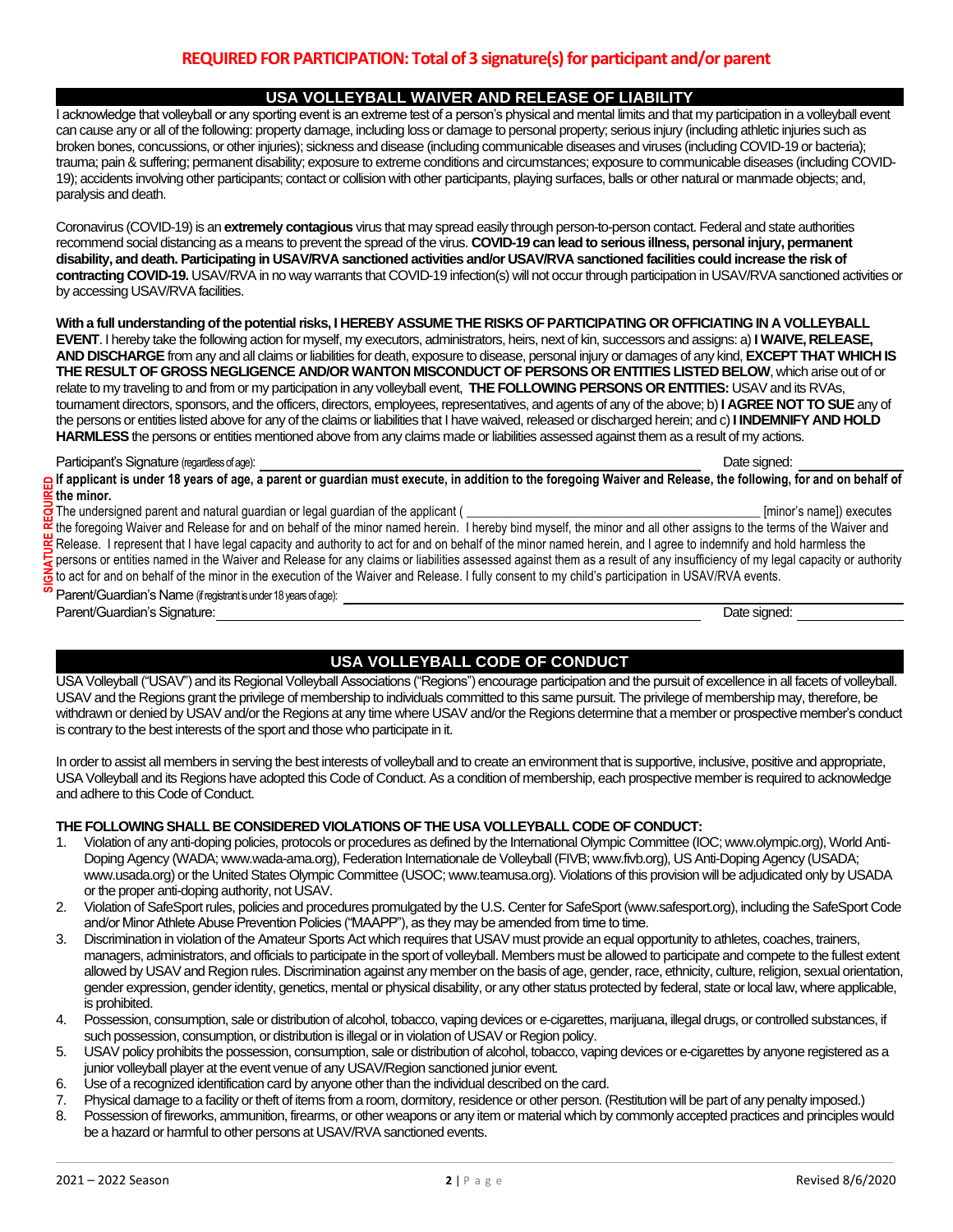**REQUIRED FOR PARTICIPATION: Total of 3 signature(s) for participant and/or parent**

## USA VOLLEYBALL WAIVER AND RELEASE OF LIABILITY

I acknowledge that volleyball or any sporting event is an extreme test of a person's physical and mental limits and that my participation in a volleyball event can cause any or all of the following: property damage, including loss or damage to personal property; serious injury (including athletic injuries such as broken bones, concussions, or other injuries); sickness and disease (including communicable diseases and viruses (including COVID-19 or bacteria); trauma; pain & suffering; permanent disability; exposure to extreme conditions and circumstances; exposure to communicable diseases (including COVID-19); accidents involving other participants; contact or collision with other participants, playing surfaces, balls or other natural or manmade objects; and, paralysis and death.

Coronavirus (COVID-19) is an **extremely contagious** virus that may spread easily through person-to-person contact. Federal and state authorities recommend social distancing as a means to prevent the spread of the virus. **COVID-19 can lead to serious illness, personal injury, permanent disability, and death. Participating in USAV/RVA sanctioned activities and/or USAV/RVA sanctioned facilities could increase the risk of contracting COVID-19.** USAV/RVA in no way warrants that COVID-19 infection(s) will not occur through participation in USAV/RVA sanctioned activities or by accessing USAV/RVA facilities.

**With a full understanding of the potential risks, I HEREBY ASSUME THE RISKS OF PARTICIPATING OR OFFICIATING IN A VOLLEYBALL EVENT**. I hereby take the following action for myself, my executors, administrators, heirs, next of kin, successors and assigns: a) **I WAIVE, RELEASE, AND DISCHARGE** from any and all claims or liabilities for death, exposure to disease, personal injury or damages of any kind, **EXCEPT THAT WHICH IS THE RESULT OF GROSS NEGLIGENCE AND/OR WANTON MISCONDUCT OF PERSONS OR ENTITIES LISTED BELOW**, which arise out of or relate to my traveling to and from or my participation in any volleyball event, **THE FOLLOWING PERSONS OR ENTITIES:** USAV and its RVAs, tournament directors, sponsors, and the officers, directors, employees, representatives, and agents of any of the above; b) **I AGREE NOT TO SUE** any of the persons or entities listed above for any of the claims or liabilities that I have waived, released or discharged herein; and c) **I INDEMNIFY AND HOLD HARMLESS** the persons or entities mentioned above from any claims made or liabilities assessed against them as a result of my actions.

Participant's Signature (regardless of age): ______________________________ Date signed: __________

**SIGNATURE REQUIRED**

**If applicant is under 18 years of age, a parent or guardian must execute, in addition to the foregoing Waiver and Release, the following, for and on behalf of the minor.**

The undersigned parent and natural guardian or legal guardian of the applicant ( ______________________________ [minor's name]) executes the foregoing Waiver and Release for and on behalf of the minor named herein. I hereby bind myself, the minor and all other assigns to the terms of the Waiver and Release. I represent that I have legal capacity and authority to act for and on behalf of the minor named herein, and I agree to indemnify and hold harmless the persons or entities named in the Waiver and Release for any claims or liabilities assessed against them as a result of any insufficiency of my legal capacity or authority to act for and on behalf of the minor in the execution of the Waiver and Release. I fully consent to my child's participation in USAV/RVA events.

Parent/Guardian's Name (if registrant is under 18 years of age): ______________________________

Parent/Guardian's Signature: ______________________________ Date signed: __________

## USA VOLLEYBALL CODE OF CONDUCT

USA Volleyball ("USAV") and its Regional Volleyball Associations ("Regions") encourage participation and the pursuit of excellence in all facets of volleyball. USAV and the Regions grant the privilege of membership to individuals committed to this same pursuit. The privilege of membership may, therefore, be withdrawn or denied by USAV and/or the Regions at any time where USAV and/or the Regions determine that a member or prospective member's conduct is contrary to the best interests of the sport and those who participate in it.

In order to assist all members in serving the best interests of volleyball and to create an environment that is supportive, inclusive, positive and appropriate, USA Volleyball and its Regions have adopted this Code of Conduct. As a condition of membership, each prospective member is required to acknowledge and adhere to this Code of Conduct.

**THE FOLLOWING SHALL BE CONSIDERED VIOLATIONS OF THE USA VOLLEYBALL CODE OF CONDUCT:**

1. Violation of any anti-doping policies, protocols or procedures as defined by the International Olympic Committee (IOC; www.olympic.org), World Anti-Doping Agency (WADA; www.wada-ama.org), Federation Internationale de Volleyball (FIVB; www.fivb.org), US Anti-Doping Agency (USADA; www.usada.org) or the United States Olympic Committee (USOC; www.teamusa.org). Violations of this provision will be adjudicated only by USADA or the proper anti-doping authority, not USAV.
2. Violation of SafeSport rules, policies and procedures promulgated by the U.S. Center for SafeSport (www.safesport.org), including the SafeSport Code and/or Minor Athlete Abuse Prevention Policies ("MAAPP"), as they may be amended from time to time.
3. Discrimination in violation of the Amateur Sports Act which requires that USAV must provide an equal opportunity to athletes, coaches, trainers, managers, administrators, and officials to participate in the sport of volleyball. Members must be allowed to participate and compete to the fullest extent allowed by USAV and Region rules. Discrimination against any member on the basis of age, gender, race, ethnicity, culture, religion, sexual orientation, gender expression, gender identity, genetics, mental or physical disability, or any other status protected by federal, state or local law, where applicable, is prohibited.
4. Possession, consumption, sale or distribution of alcohol, tobacco, vaping devices or e-cigarettes, marijuana, illegal drugs, or controlled substances, if such possession, consumption, or distribution is illegal or in violation of USAV or Region policy.
5. USAV policy prohibits the possession, consumption, sale or distribution of alcohol, tobacco, vaping devices or e-cigarettes by anyone registered as a junior volleyball player at the event venue of any USAV/Region sanctioned junior event.
6. Use of a recognized identification card by anyone other than the individual described on the card.
7. Physical damage to a facility or theft of items from a room, dormitory, residence or other person. (Restitution will be part of any penalty imposed.)
8. Possession of fireworks, ammunition, firearms, or other weapons or any item or material which by commonly accepted practices and principles would be a hazard or harmful to other persons at USAV/RVA sanctioned events.

2021 – 2022 Season | Revised 8/6/2020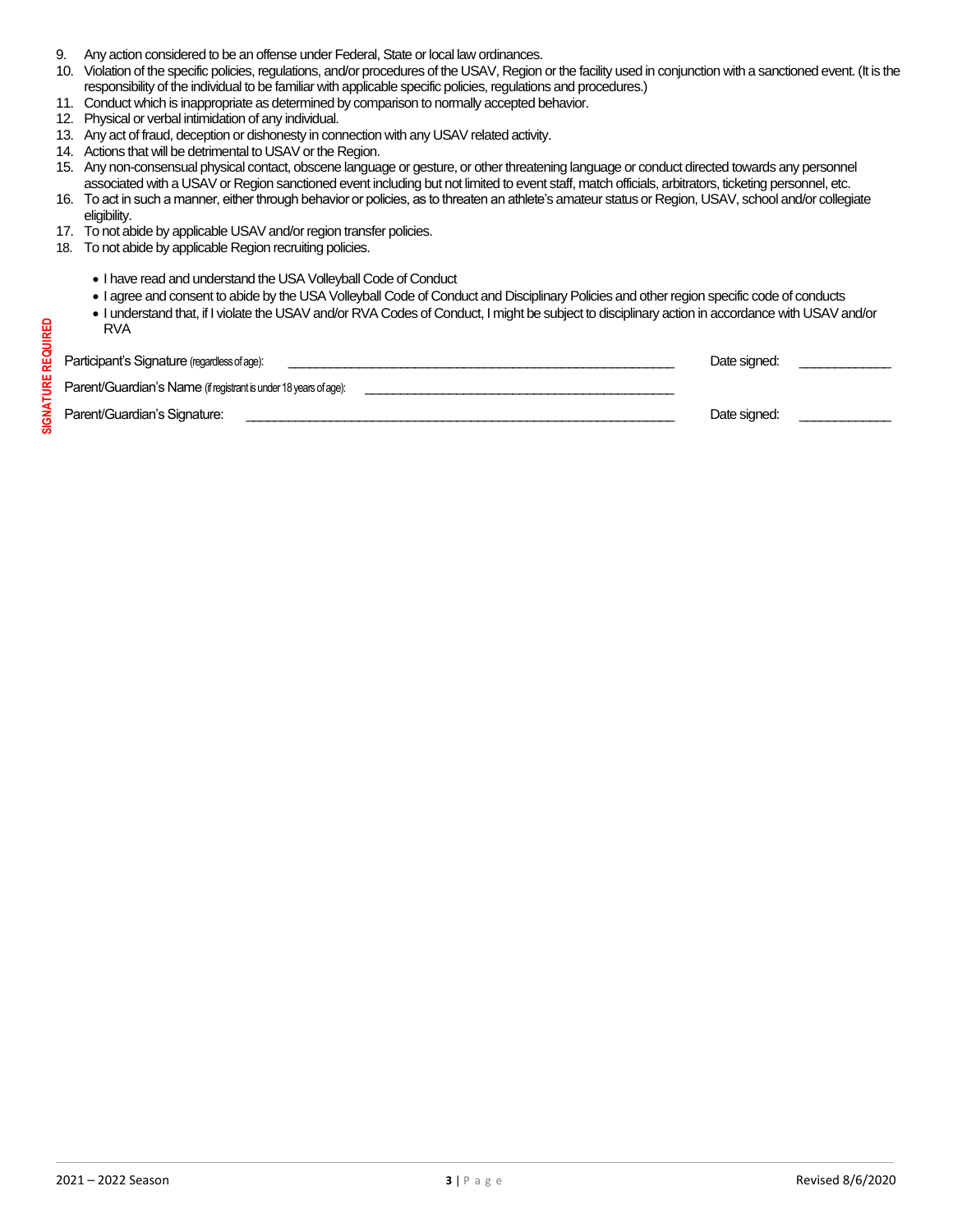9. Any action considered to be an offense under Federal, State or local law ordinances.
10. Violation of the specific policies, regulations, and/or procedures of the USAV, Region or the facility used in conjunction with a sanctioned event. (It is the responsibility of the individual to be familiar with applicable specific policies, regulations and procedures.)
11. Conduct which is inappropriate as determined by comparison to normally accepted behavior.
12. Physical or verbal intimidation of any individual.
13. Any act of fraud, deception or dishonesty in connection with any USAV related activity.
14. Actions that will be detrimental to USAV or the Region.
15. Any non-consensual physical contact, obscene language or gesture, or other threatening language or conduct directed towards any personnel associated with a USAV or Region sanctioned event including but not limited to event staff, match officials, arbitrators, ticketing personnel, etc.
16. To act in such a manner, either through behavior or policies, as to threaten an athlete's amateur status or Region, USAV, school and/or collegiate eligibility.
17. To not abide by applicable USAV and/or region transfer policies.
18. To not abide by applicable Region recruiting policies.

- I have read and understand the USA Volleyball Code of Conduct
- I agree and consent to abide by the USA Volleyball Code of Conduct and Disciplinary Policies and other region specific code of conducts
- I understand that, if I violate the USAV and/or RVA Codes of Conduct, I might be subject to disciplinary action in accordance with USAV and/or RVA

**SIGNATURE REQUIRED**

Participant's Signature (regardless of age): _______________________________________________ Date signed: ____________

Parent/Guardian's Name (if registrant is under 18 years of age): _______________________________________________

Parent/Guardian's Signature: _______________________________________________ Date signed: ____________